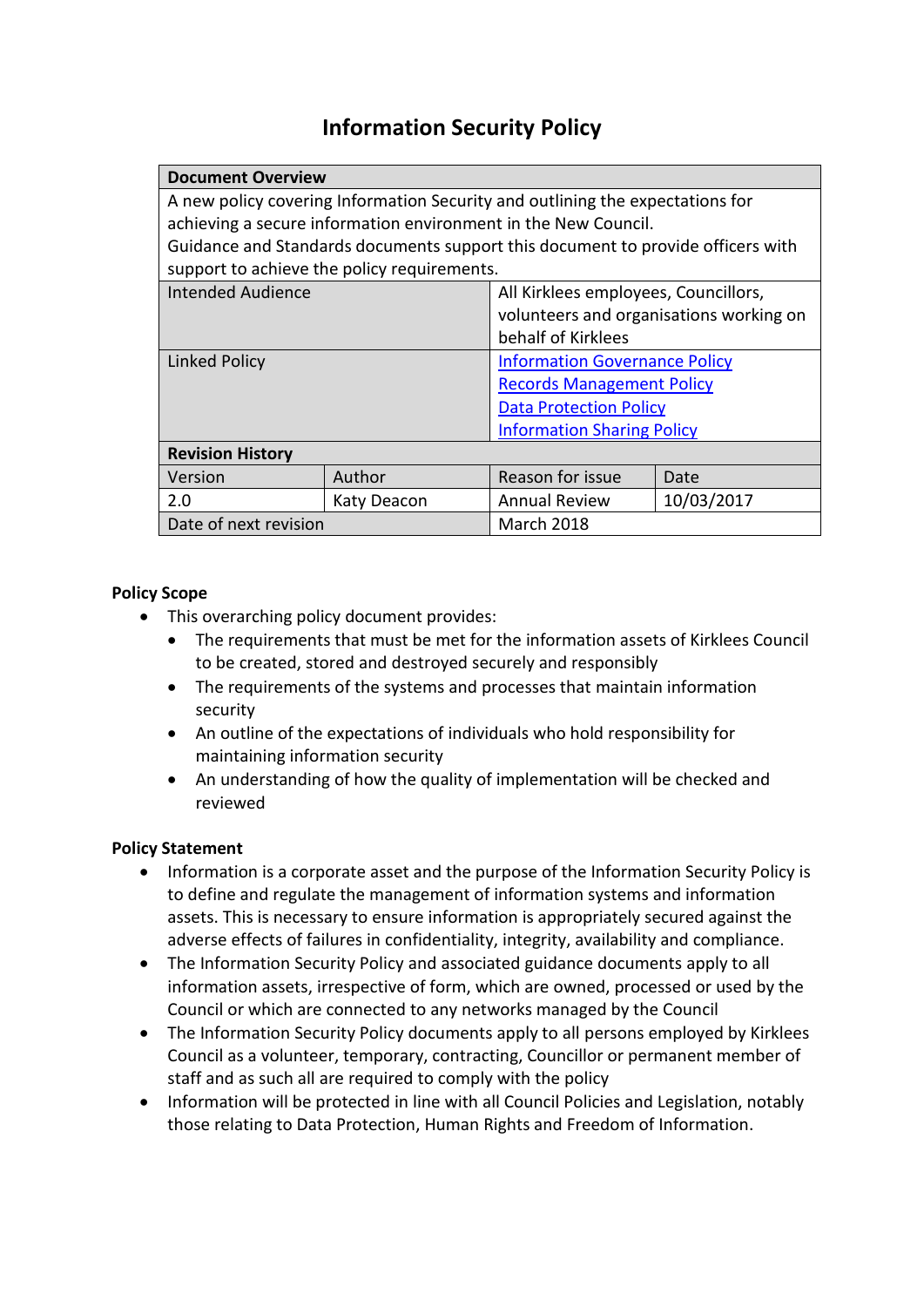# Information Security Policy

| Document Overview | | | |
|---|---|---|---|
| A new policy covering Information Security and outlining the expectations for achieving a secure information environment in the New Council.<br>Guidance and Standards documents support this document to provide officers with support to achieve the policy requirements. | | | |
| Intended Audience | | All Kirklees employees, Councillors, volunteers and organisations working on behalf of Kirklees | |
| Linked Policy | | [Information Governance Policy]()<br>[Records Management Policy]()<br>[Data Protection Policy]()<br>[Information Sharing Policy]() | |
| **Revision History** | | | |
| Version | Author | Reason for issue | Date |
| 2.0 | Katy Deacon | Annual Review | 10/03/2017 |
| Date of next revision | | March 2018 | |

**Policy Scope**

- This overarching policy document provides:
  - The requirements that must be met for the information assets of Kirklees Council to be created, stored and destroyed securely and responsibly
  - The requirements of the systems and processes that maintain information security
  - An outline of the expectations of individuals who hold responsibility for maintaining information security
  - An understanding of how the quality of implementation will be checked and reviewed

**Policy Statement**

- Information is a corporate asset and the purpose of the Information Security Policy is to define and regulate the management of information systems and information assets. This is necessary to ensure information is appropriately secured against the adverse effects of failures in confidentiality, integrity, availability and compliance.
- The Information Security Policy and associated guidance documents apply to all information assets, irrespective of form, which are owned, processed or used by the Council or which are connected to any networks managed by the Council
- The Information Security Policy documents apply to all persons employed by Kirklees Council as a volunteer, temporary, contracting, Councillor or permanent member of staff and as such all are required to comply with the policy
- Information will be protected in line with all Council Policies and Legislation, notably those relating to Data Protection, Human Rights and Freedom of Information.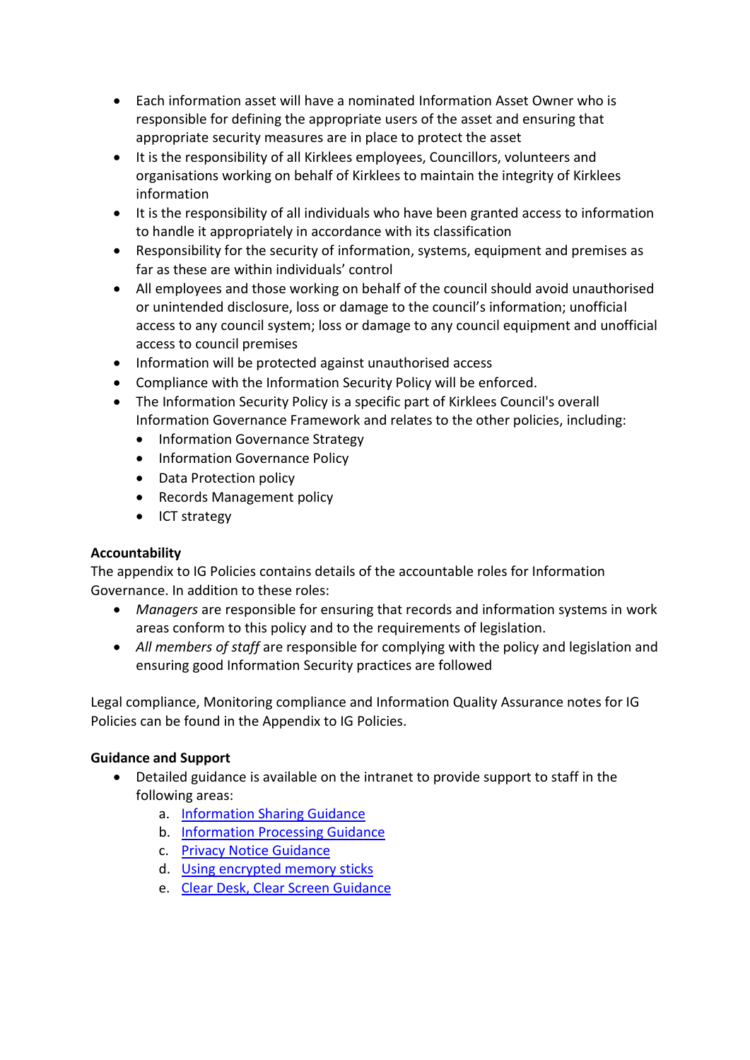- Each information asset will have a nominated Information Asset Owner who is responsible for defining the appropriate users of the asset and ensuring that appropriate security measures are in place to protect the asset
- It is the responsibility of all Kirklees employees, Councillors, volunteers and organisations working on behalf of Kirklees to maintain the integrity of Kirklees information
- It is the responsibility of all individuals who have been granted access to information to handle it appropriately in accordance with its classification
- Responsibility for the security of information, systems, equipment and premises as far as these are within individuals' control
- All employees and those working on behalf of the council should avoid unauthorised or unintended disclosure, loss or damage to the council's information; unofficial access to any council system; loss or damage to any council equipment and unofficial access to council premises
- Information will be protected against unauthorised access
- Compliance with the Information Security Policy will be enforced.
- The Information Security Policy is a specific part of Kirklees Council's overall Information Governance Framework and relates to the other policies, including:
  - Information Governance Strategy
  - Information Governance Policy
  - Data Protection policy
  - Records Management policy
  - ICT strategy

**Accountability**

The appendix to IG Policies contains details of the accountable roles for Information Governance. In addition to these roles:

- *Managers* are responsible for ensuring that records and information systems in work areas conform to this policy and to the requirements of legislation.
- *All members of staff* are responsible for complying with the policy and legislation and ensuring good Information Security practices are followed

Legal compliance, Monitoring compliance and Information Quality Assurance notes for IG Policies can be found in the Appendix to IG Policies.

**Guidance and Support**

- Detailed guidance is available on the intranet to provide support to staff in the following areas:
  a. Information Sharing Guidance
  b. Information Processing Guidance
  c. Privacy Notice Guidance
  d. Using encrypted memory sticks
  e. Clear Desk, Clear Screen Guidance